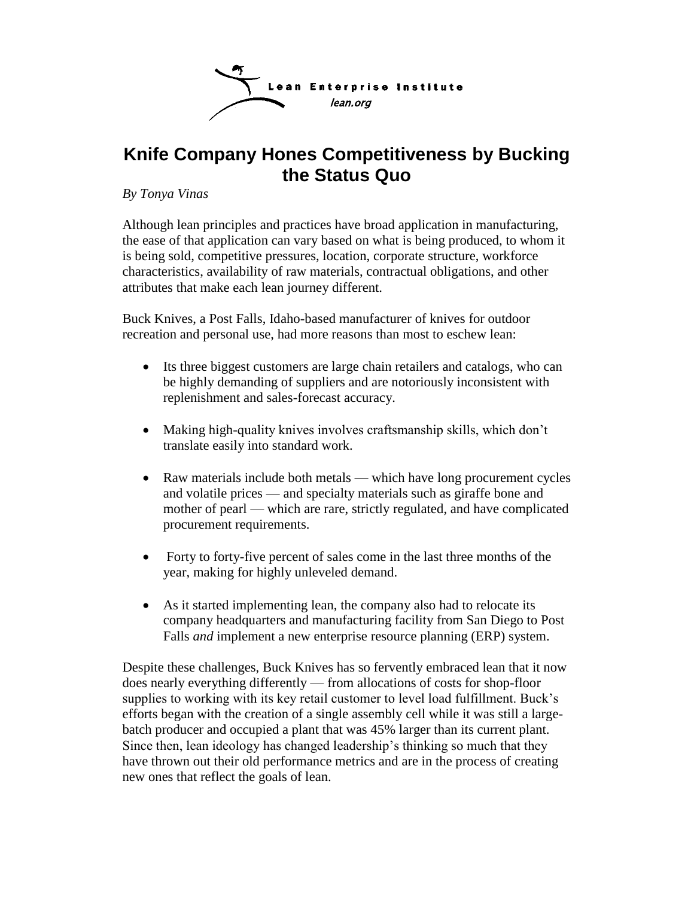Lean Enterprise Institute
*lean.org*

# Knife Company Hones Competitiveness by Bucking the Status Quo

*By Tonya Vinas*

Although lean principles and practices have broad application in manufacturing, the ease of that application can vary based on what is being produced, to whom it is being sold, competitive pressures, location, corporate structure, workforce characteristics, availability of raw materials, contractual obligations, and other attributes that make each lean journey different.

Buck Knives, a Post Falls, Idaho-based manufacturer of knives for outdoor recreation and personal use, had more reasons than most to eschew lean:

- Its three biggest customers are large chain retailers and catalogs, who can be highly demanding of suppliers and are notoriously inconsistent with replenishment and sales-forecast accuracy.
- Making high-quality knives involves craftsmanship skills, which don't translate easily into standard work.
- Raw materials include both metals — which have long procurement cycles and volatile prices — and specialty materials such as giraffe bone and mother of pearl — which are rare, strictly regulated, and have complicated procurement requirements.
- Forty to forty-five percent of sales come in the last three months of the year, making for highly unleveled demand.
- As it started implementing lean, the company also had to relocate its company headquarters and manufacturing facility from San Diego to Post Falls *and* implement a new enterprise resource planning (ERP) system.

Despite these challenges, Buck Knives has so fervently embraced lean that it now does nearly everything differently — from allocations of costs for shop-floor supplies to working with its key retail customer to level load fulfillment. Buck's efforts began with the creation of a single assembly cell while it was still a large-batch producer and occupied a plant that was 45% larger than its current plant. Since then, lean ideology has changed leadership's thinking so much that they have thrown out their old performance metrics and are in the process of creating new ones that reflect the goals of lean.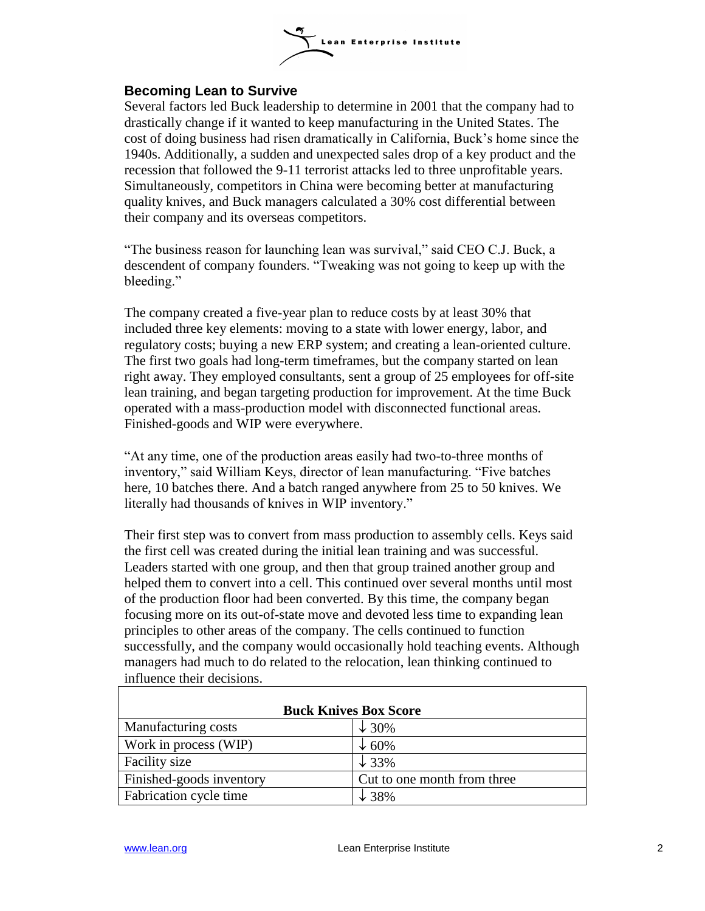## Becoming Lean to Survive

Several factors led Buck leadership to determine in 2001 that the company had to drastically change if it wanted to keep manufacturing in the United States. The cost of doing business had risen dramatically in California, Buck's home since the 1940s. Additionally, a sudden and unexpected sales drop of a key product and the recession that followed the 9-11 terrorist attacks led to three unprofitable years. Simultaneously, competitors in China were becoming better at manufacturing quality knives, and Buck managers calculated a 30% cost differential between their company and its overseas competitors.

"The business reason for launching lean was survival," said CEO C.J. Buck, a descendent of company founders. "Tweaking was not going to keep up with the bleeding."

The company created a five-year plan to reduce costs by at least 30% that included three key elements: moving to a state with lower energy, labor, and regulatory costs; buying a new ERP system; and creating a lean-oriented culture. The first two goals had long-term timeframes, but the company started on lean right away. They employed consultants, sent a group of 25 employees for off-site lean training, and began targeting production for improvement. At the time Buck operated with a mass-production model with disconnected functional areas. Finished-goods and WIP were everywhere.

"At any time, one of the production areas easily had two-to-three months of inventory," said William Keys, director of lean manufacturing. "Five batches here, 10 batches there. And a batch ranged anywhere from 25 to 50 knives. We literally had thousands of knives in WIP inventory."

Their first step was to convert from mass production to assembly cells. Keys said the first cell was created during the initial lean training and was successful. Leaders started with one group, and then that group trained another group and helped them to convert into a cell. This continued over several months until most of the production floor had been converted. By this time, the company began focusing more on its out-of-state move and devoted less time to expanding lean principles to other areas of the company. The cells continued to function successfully, and the company would occasionally hold teaching events. Although managers had much to do related to the relocation, lean thinking continued to influence their decisions.

| Buck Knives Box Score | |
|---|---|
| Manufacturing costs | ↓ 30% |
| Work in process (WIP) | ↓ 60% |
| Facility size | ↓ 33% |
| Finished-goods inventory | Cut to one month from three |
| Fabrication cycle time | ↓ 38% |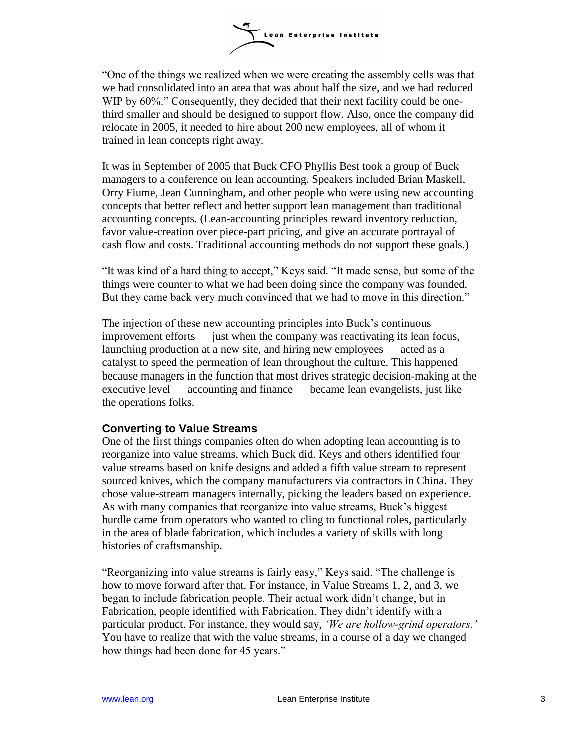"One of the things we realized when we were creating the assembly cells was that we had consolidated into an area that was about half the size, and we had reduced WIP by 60%." Consequently, they decided that their next facility could be one-third smaller and should be designed to support flow. Also, once the company did relocate in 2005, it needed to hire about 200 new employees, all of whom it trained in lean concepts right away.

It was in September of 2005 that Buck CFO Phyllis Best took a group of Buck managers to a conference on lean accounting. Speakers included Brian Maskell, Orry Fiume, Jean Cunningham, and other people who were using new accounting concepts that better reflect and better support lean management than traditional accounting concepts. (Lean-accounting principles reward inventory reduction, favor value-creation over piece-part pricing, and give an accurate portrayal of cash flow and costs. Traditional accounting methods do not support these goals.)

"It was kind of a hard thing to accept," Keys said. "It made sense, but some of the things were counter to what we had been doing since the company was founded. But they came back very much convinced that we had to move in this direction."

The injection of these new accounting principles into Buck's continuous improvement efforts — just when the company was reactivating its lean focus, launching production at a new site, and hiring new employees — acted as a catalyst to speed the permeation of lean throughout the culture. This happened because managers in the function that most drives strategic decision-making at the executive level — accounting and finance — became lean evangelists, just like the operations folks.

## Converting to Value Streams

One of the first things companies often do when adopting lean accounting is to reorganize into value streams, which Buck did. Keys and others identified four value streams based on knife designs and added a fifth value stream to represent sourced knives, which the company manufacturers via contractors in China. They chose value-stream managers internally, picking the leaders based on experience. As with many companies that reorganize into value streams, Buck's biggest hurdle came from operators who wanted to cling to functional roles, particularly in the area of blade fabrication, which includes a variety of skills with long histories of craftsmanship.

"Reorganizing into value streams is fairly easy," Keys said. "The challenge is how to move forward after that. For instance, in Value Streams 1, 2, and 3, we began to include fabrication people. Their actual work didn't change, but in Fabrication, people identified with Fabrication. They didn't identify with a particular product. For instance, they would say, *'We are hollow-grind operators.'* You have to realize that with the value streams, in a course of a day we changed how things had been done for 45 years."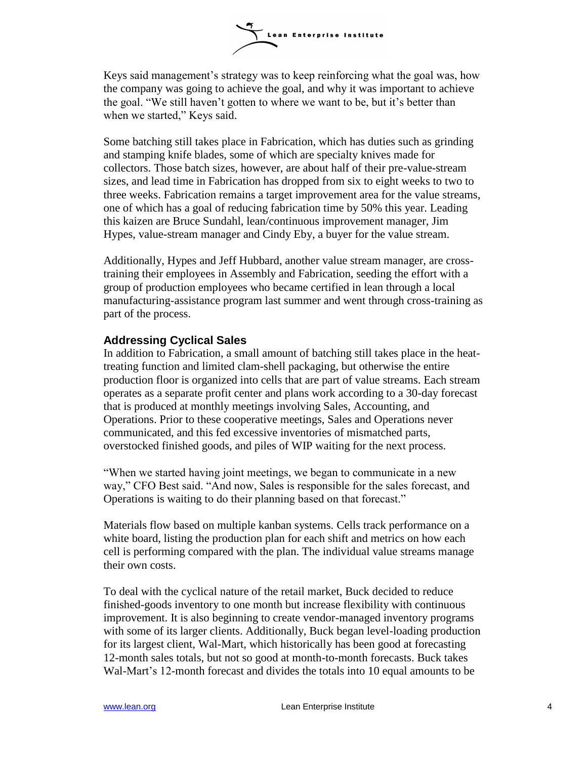Keys said management's strategy was to keep reinforcing what the goal was, how the company was going to achieve the goal, and why it was important to achieve the goal. "We still haven't gotten to where we want to be, but it's better than when we started," Keys said.

Some batching still takes place in Fabrication, which has duties such as grinding and stamping knife blades, some of which are specialty knives made for collectors. Those batch sizes, however, are about half of their pre-value-stream sizes, and lead time in Fabrication has dropped from six to eight weeks to two to three weeks. Fabrication remains a target improvement area for the value streams, one of which has a goal of reducing fabrication time by 50% this year. Leading this kaizen are Bruce Sundahl, lean/continuous improvement manager, Jim Hypes, value-stream manager and Cindy Eby, a buyer for the value stream.

Additionally, Hypes and Jeff Hubbard, another value stream manager, are cross-training their employees in Assembly and Fabrication, seeding the effort with a group of production employees who became certified in lean through a local manufacturing-assistance program last summer and went through cross-training as part of the process.

### Addressing Cyclical Sales

In addition to Fabrication, a small amount of batching still takes place in the heat-treating function and limited clam-shell packaging, but otherwise the entire production floor is organized into cells that are part of value streams. Each stream operates as a separate profit center and plans work according to a 30-day forecast that is produced at monthly meetings involving Sales, Accounting, and Operations. Prior to these cooperative meetings, Sales and Operations never communicated, and this fed excessive inventories of mismatched parts, overstocked finished goods, and piles of WIP waiting for the next process.

"When we started having joint meetings, we began to communicate in a new way," CFO Best said. "And now, Sales is responsible for the sales forecast, and Operations is waiting to do their planning based on that forecast."

Materials flow based on multiple kanban systems. Cells track performance on a white board, listing the production plan for each shift and metrics on how each cell is performing compared with the plan. The individual value streams manage their own costs.

To deal with the cyclical nature of the retail market, Buck decided to reduce finished-goods inventory to one month but increase flexibility with continuous improvement. It is also beginning to create vendor-managed inventory programs with some of its larger clients. Additionally, Buck began level-loading production for its largest client, Wal-Mart, which historically has been good at forecasting 12-month sales totals, but not so good at month-to-month forecasts. Buck takes Wal-Mart's 12-month forecast and divides the totals into 10 equal amounts to be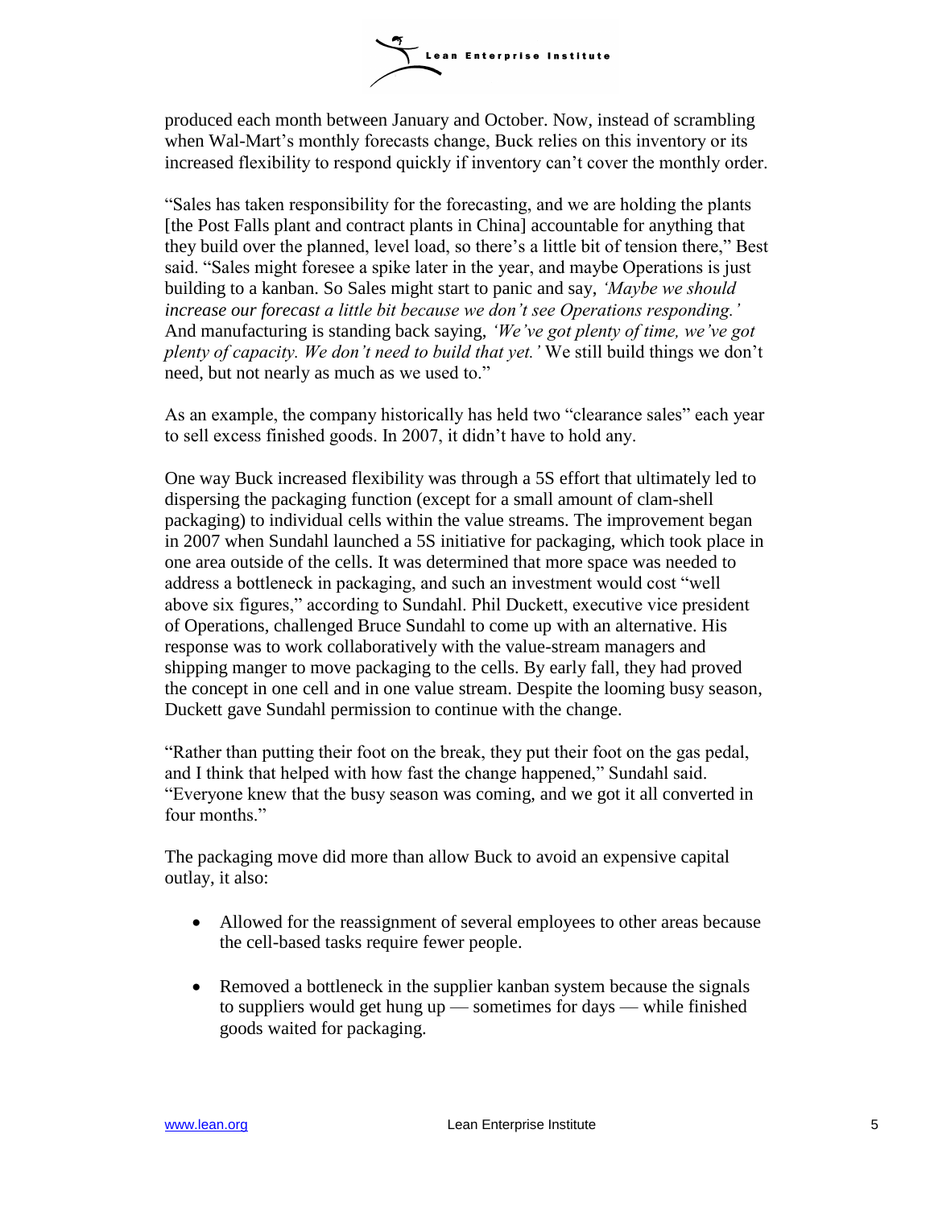produced each month between January and October. Now, instead of scrambling when Wal-Mart's monthly forecasts change, Buck relies on this inventory or its increased flexibility to respond quickly if inventory can't cover the monthly order.

"Sales has taken responsibility for the forecasting, and we are holding the plants [the Post Falls plant and contract plants in China] accountable for anything that they build over the planned, level load, so there's a little bit of tension there," Best said. "Sales might foresee a spike later in the year, and maybe Operations is just building to a kanban. So Sales might start to panic and say, *'Maybe we should increase our forecast a little bit because we don't see Operations responding.'* And manufacturing is standing back saying, *'We've got plenty of time, we've got plenty of capacity. We don't need to build that yet.'* We still build things we don't need, but not nearly as much as we used to."

As an example, the company historically has held two "clearance sales" each year to sell excess finished goods. In 2007, it didn't have to hold any.

One way Buck increased flexibility was through a 5S effort that ultimately led to dispersing the packaging function (except for a small amount of clam-shell packaging) to individual cells within the value streams. The improvement began in 2007 when Sundahl launched a 5S initiative for packaging, which took place in one area outside of the cells. It was determined that more space was needed to address a bottleneck in packaging, and such an investment would cost "well above six figures," according to Sundahl. Phil Duckett, executive vice president of Operations, challenged Bruce Sundahl to come up with an alternative. His response was to work collaboratively with the value-stream managers and shipping manger to move packaging to the cells. By early fall, they had proved the concept in one cell and in one value stream. Despite the looming busy season, Duckett gave Sundahl permission to continue with the change.

"Rather than putting their foot on the break, they put their foot on the gas pedal, and I think that helped with how fast the change happened," Sundahl said. "Everyone knew that the busy season was coming, and we got it all converted in four months."

The packaging move did more than allow Buck to avoid an expensive capital outlay, it also:

- Allowed for the reassignment of several employees to other areas because the cell-based tasks require fewer people.
- Removed a bottleneck in the supplier kanban system because the signals to suppliers would get hung up — sometimes for days — while finished goods waited for packaging.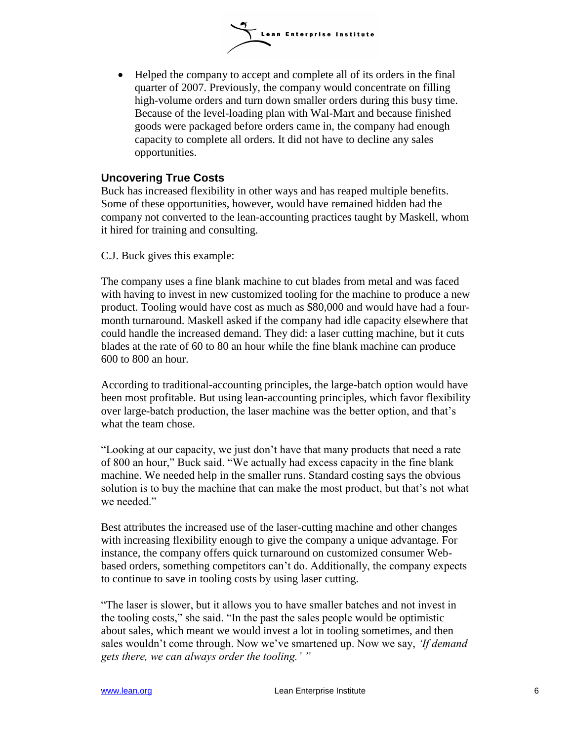- Helped the company to accept and complete all of its orders in the final quarter of 2007. Previously, the company would concentrate on filling high-volume orders and turn down smaller orders during this busy time. Because of the level-loading plan with Wal-Mart and because finished goods were packaged before orders came in, the company had enough capacity to complete all orders. It did not have to decline any sales opportunities.

## Uncovering True Costs

Buck has increased flexibility in other ways and has reaped multiple benefits. Some of these opportunities, however, would have remained hidden had the company not converted to the lean-accounting practices taught by Maskell, whom it hired for training and consulting.

C.J. Buck gives this example:

The company uses a fine blank machine to cut blades from metal and was faced with having to invest in new customized tooling for the machine to produce a new product. Tooling would have cost as much as $80,000 and would have had a four-month turnaround. Maskell asked if the company had idle capacity elsewhere that could handle the increased demand. They did: a laser cutting machine, but it cuts blades at the rate of 60 to 80 an hour while the fine blank machine can produce 600 to 800 an hour.

According to traditional-accounting principles, the large-batch option would have been most profitable. But using lean-accounting principles, which favor flexibility over large-batch production, the laser machine was the better option, and that's what the team chose.

"Looking at our capacity, we just don't have that many products that need a rate of 800 an hour," Buck said. "We actually had excess capacity in the fine blank machine. We needed help in the smaller runs. Standard costing says the obvious solution is to buy the machine that can make the most product, but that's not what we needed."

Best attributes the increased use of the laser-cutting machine and other changes with increasing flexibility enough to give the company a unique advantage. For instance, the company offers quick turnaround on customized consumer Web-based orders, something competitors can't do. Additionally, the company expects to continue to save in tooling costs by using laser cutting.

"The laser is slower, but it allows you to have smaller batches and not invest in the tooling costs," she said. "In the past the sales people would be optimistic about sales, which meant we would invest a lot in tooling sometimes, and then sales wouldn't come through. Now we've smartened up. Now we say, *'If demand gets there, we can always order the tooling.'* "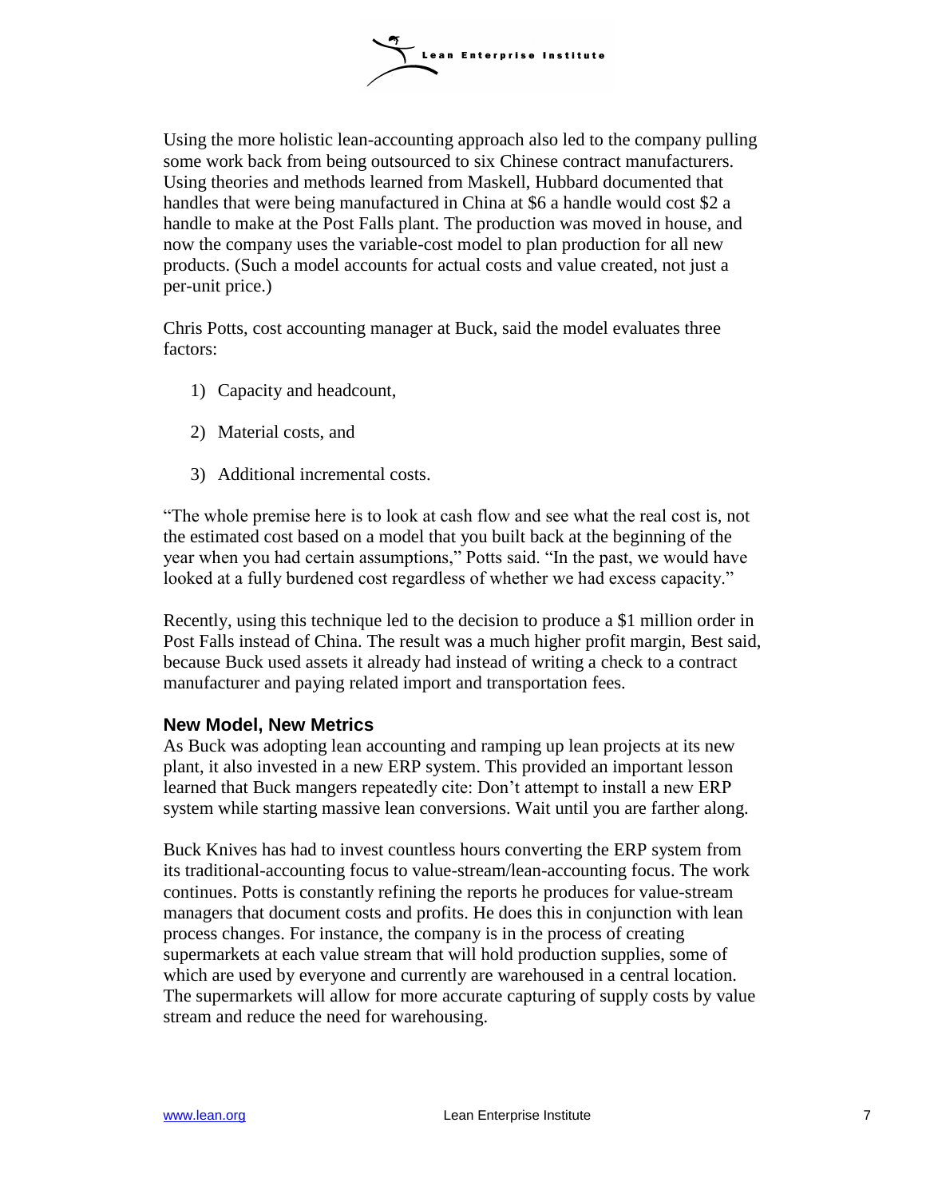Using the more holistic lean-accounting approach also led to the company pulling some work back from being outsourced to six Chinese contract manufacturers. Using theories and methods learned from Maskell, Hubbard documented that handles that were being manufactured in China at $6 a handle would cost $2 a handle to make at the Post Falls plant. The production was moved in house, and now the company uses the variable-cost model to plan production for all new products. (Such a model accounts for actual costs and value created, not just a per-unit price.)

Chris Potts, cost accounting manager at Buck, said the model evaluates three factors:

1) Capacity and headcount,

2) Material costs, and

3) Additional incremental costs.

"The whole premise here is to look at cash flow and see what the real cost is, not the estimated cost based on a model that you built back at the beginning of the year when you had certain assumptions," Potts said. "In the past, we would have looked at a fully burdened cost regardless of whether we had excess capacity."

Recently, using this technique led to the decision to produce a $1 million order in Post Falls instead of China. The result was a much higher profit margin, Best said, because Buck used assets it already had instead of writing a check to a contract manufacturer and paying related import and transportation fees.

### New Model, New Metrics

As Buck was adopting lean accounting and ramping up lean projects at its new plant, it also invested in a new ERP system. This provided an important lesson learned that Buck mangers repeatedly cite: Don't attempt to install a new ERP system while starting massive lean conversions. Wait until you are farther along.

Buck Knives has had to invest countless hours converting the ERP system from its traditional-accounting focus to value-stream/lean-accounting focus. The work continues. Potts is constantly refining the reports he produces for value-stream managers that document costs and profits. He does this in conjunction with lean process changes. For instance, the company is in the process of creating supermarkets at each value stream that will hold production supplies, some of which are used by everyone and currently are warehoused in a central location. The supermarkets will allow for more accurate capturing of supply costs by value stream and reduce the need for warehousing.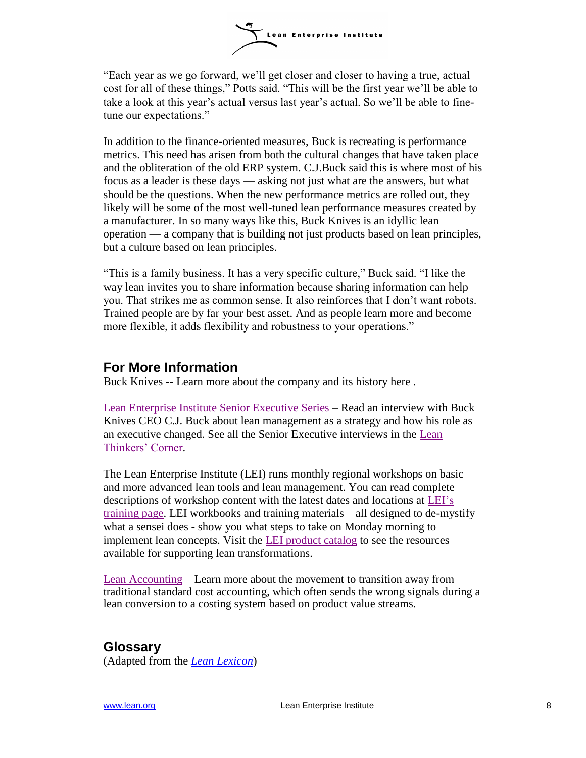"Each year as we go forward, we'll get closer and closer to having a true, actual cost for all of these things," Potts said. "This will be the first year we'll be able to take a look at this year's actual versus last year's actual. So we'll be able to fine-tune our expectations."

In addition to the finance-oriented measures, Buck is recreating is performance metrics. This need has arisen from both the cultural changes that have taken place and the obliteration of the old ERP system. C.J.Buck said this is where most of his focus as a leader is these days — asking not just what are the answers, but what should be the questions. When the new performance metrics are rolled out, they likely will be some of the most well-tuned lean performance measures created by a manufacturer. In so many ways like this, Buck Knives is an idyllic lean operation — a company that is building not just products based on lean principles, but a culture based on lean principles.

"This is a family business. It has a very specific culture," Buck said. "I like the way lean invites you to share information because sharing information can help you. That strikes me as common sense. It also reinforces that I don't want robots. Trained people are by far your best asset. And as people learn more and become more flexible, it adds flexibility and robustness to your operations."

## For More Information

Buck Knives -- Learn more about the company and its history here .

Lean Enterprise Institute Senior Executive Series – Read an interview with Buck Knives CEO C.J. Buck about lean management as a strategy and how his role as an executive changed. See all the Senior Executive interviews in the Lean Thinkers' Corner.

The Lean Enterprise Institute (LEI) runs monthly regional workshops on basic and more advanced lean tools and lean management. You can read complete descriptions of workshop content with the latest dates and locations at LEI's training page. LEI workbooks and training materials – all designed to de-mystify what a sensei does - show you what steps to take on Monday morning to implement lean concepts. Visit the LEI product catalog to see the resources available for supporting lean transformations.

Lean Accounting – Learn more about the movement to transition away from traditional standard cost accounting, which often sends the wrong signals during a lean conversion to a costing system based on product value streams.

## Glossary

(Adapted from the *Lean Lexicon*)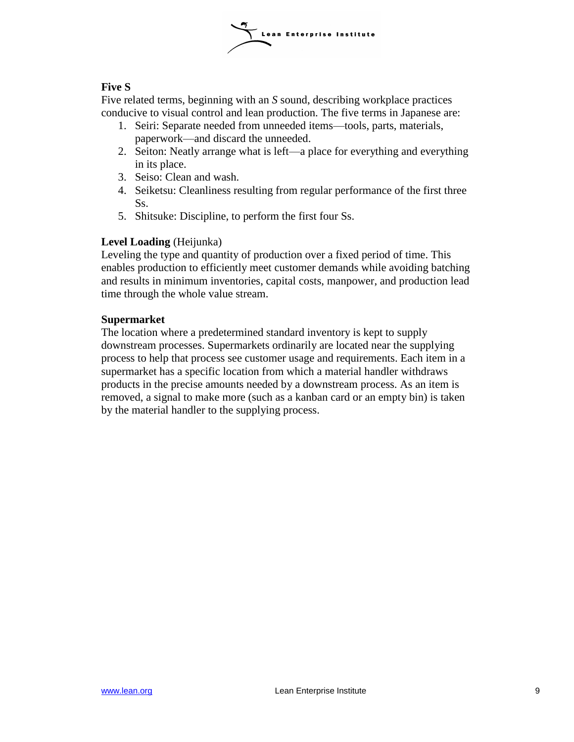**Five S**

Five related terms, beginning with an *S* sound, describing workplace practices conducive to visual control and lean production. The five terms in Japanese are:

1. Seiri: Separate needed from unneeded items—tools, parts, materials, paperwork—and discard the unneeded.
2. Seiton: Neatly arrange what is left—a place for everything and everything in its place.
3. Seiso: Clean and wash.
4. Seiketsu: Cleanliness resulting from regular performance of the first three Ss.
5. Shitsuke: Discipline, to perform the first four Ss.

**Level Loading** (Heijunka)

Leveling the type and quantity of production over a fixed period of time. This enables production to efficiently meet customer demands while avoiding batching and results in minimum inventories, capital costs, manpower, and production lead time through the whole value stream.

**Supermarket**

The location where a predetermined standard inventory is kept to supply downstream processes. Supermarkets ordinarily are located near the supplying process to help that process see customer usage and requirements. Each item in a supermarket has a specific location from which a material handler withdraws products in the precise amounts needed by a downstream process. As an item is removed, a signal to make more (such as a kanban card or an empty bin) is taken by the material handler to the supplying process.